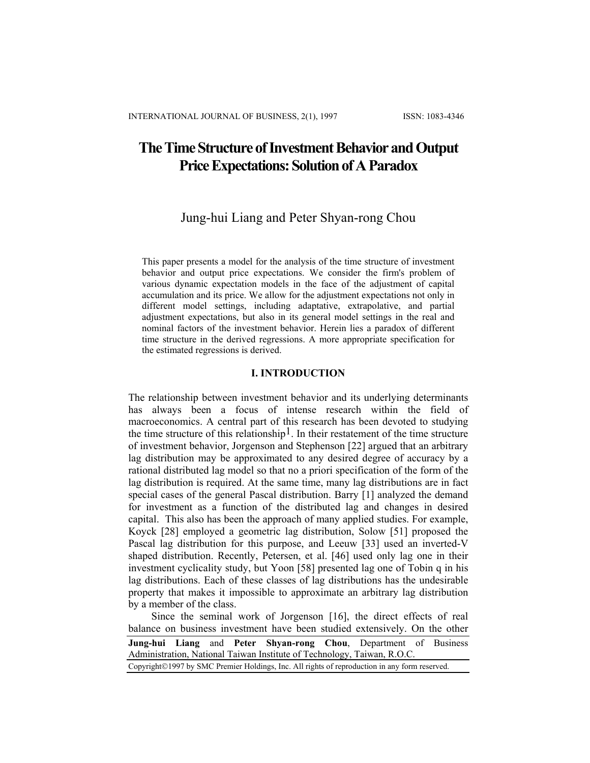# The Time Structure of Investment Behavior and Output Price Expectations: Solution of A Paradox

Jung-hui Liang and Peter Shyan-rong Chou

This paper presents a model for the analysis of the time structure of investment behavior and output price expectations. We consider the firm's problem of various dynamic expectation models in the face of the adjustment of capital accumulation and its price. We allow for the adjustment expectations not only in different model settings, including adaptative, extrapolative, and partial adjustment expectations, but also in its general model settings in the real and nominal factors of the investment behavior. Herein lies a paradox of different time structure in the derived regressions. A more appropriate specification for the estimated regressions is derived.

## I. INTRODUCTION

The relationship between investment behavior and its underlying determinants has always been a focus of intense research within the field of macroeconomics. A central part of this research has been devoted to studying the time structure of this relationship[1]. In their restatement of the time structure of investment behavior, Jorgenson and Stephenson [22] argued that an arbitrary lag distribution may be approximated to any desired degree of accuracy by a rational distributed lag model so that no a priori specification of the form of the lag distribution is required. At the same time, many lag distributions are in fact special cases of the general Pascal distribution. Barry [1] analyzed the demand for investment as a function of the distributed lag and changes in desired capital. This also has been the approach of many applied studies. For example, Koyck [28] employed a geometric lag distribution, Solow [51] proposed the Pascal lag distribution for this purpose, and Leeuw [33] used an inverted-V shaped distribution. Recently, Petersen, et al. [46] used only lag one in their investment cyclicality study, but Yoon [58] presented lag one of Tobin q in his lag distributions. Each of these classes of lag distributions has the undesirable property that makes it impossible to approximate an arbitrary lag distribution by a member of the class.

Since the seminal work of Jorgenson [16], the direct effects of real balance on business investment have been studied extensively. On the other

**Jung-hui Liang** and **Peter Shyan-rong Chou**, Department of Business Administration, National Taiwan Institute of Technology, Taiwan, R.O.C.

Copyright©1997 by SMC Premier Holdings, Inc. All rights of reproduction in any form reserved.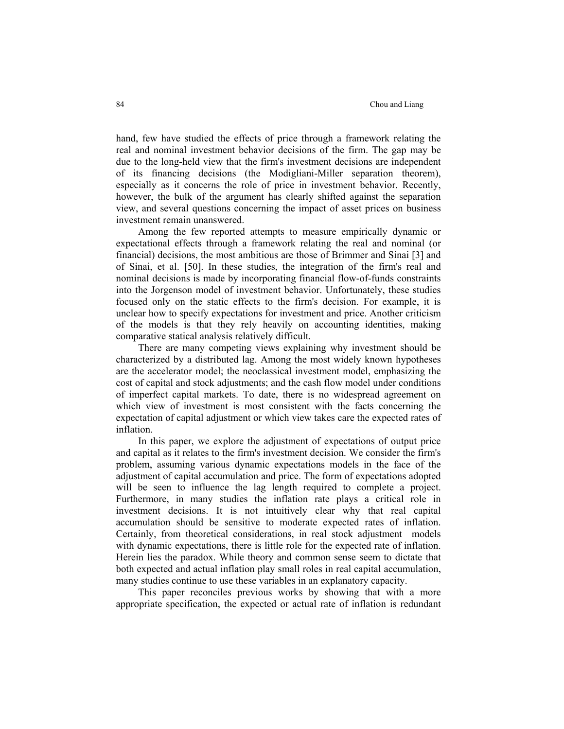hand, few have studied the effects of price through a framework relating the real and nominal investment behavior decisions of the firm. The gap may be due to the long-held view that the firm's investment decisions are independent of its financing decisions (the Modigliani-Miller separation theorem), especially as it concerns the role of price in investment behavior. Recently, however, the bulk of the argument has clearly shifted against the separation view, and several questions concerning the impact of asset prices on business investment remain unanswered.

Among the few reported attempts to measure empirically dynamic or expectational effects through a framework relating the real and nominal (or financial) decisions, the most ambitious are those of Brimmer and Sinai [3] and of Sinai, et al. [50]. In these studies, the integration of the firm's real and nominal decisions is made by incorporating financial flow-of-funds constraints into the Jorgenson model of investment behavior. Unfortunately, these studies focused only on the static effects to the firm's decision. For example, it is unclear how to specify expectations for investment and price. Another criticism of the models is that they rely heavily on accounting identities, making comparative statical analysis relatively difficult.

There are many competing views explaining why investment should be characterized by a distributed lag. Among the most widely known hypotheses are the accelerator model; the neoclassical investment model, emphasizing the cost of capital and stock adjustments; and the cash flow model under conditions of imperfect capital markets. To date, there is no widespread agreement on which view of investment is most consistent with the facts concerning the expectation of capital adjustment or which view takes care the expected rates of inflation.

In this paper, we explore the adjustment of expectations of output price and capital as it relates to the firm's investment decision. We consider the firm's problem, assuming various dynamic expectations models in the face of the adjustment of capital accumulation and price. The form of expectations adopted will be seen to influence the lag length required to complete a project. Furthermore, in many studies the inflation rate plays a critical role in investment decisions. It is not intuitively clear why that real capital accumulation should be sensitive to moderate expected rates of inflation. Certainly, from theoretical considerations, in real stock adjustment models with dynamic expectations, there is little role for the expected rate of inflation. Herein lies the paradox. While theory and common sense seem to dictate that both expected and actual inflation play small roles in real capital accumulation, many studies continue to use these variables in an explanatory capacity.

This paper reconciles previous works by showing that with a more appropriate specification, the expected or actual rate of inflation is redundant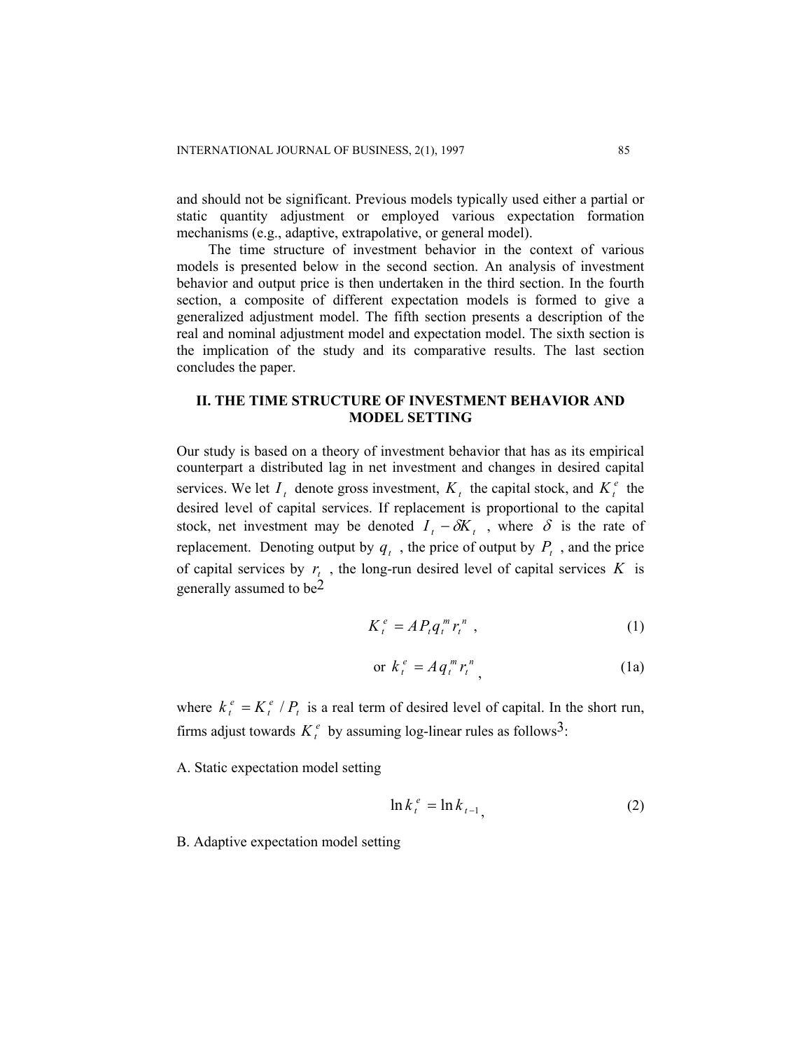and should not be significant. Previous models typically used either a partial or static quantity adjustment or employed various expectation formation mechanisms (e.g., adaptive, extrapolative, or general model).

The time structure of investment behavior in the context of various models is presented below in the second section. An analysis of investment behavior and output price is then undertaken in the third section. In the fourth section, a composite of different expectation models is formed to give a generalized adjustment model. The fifth section presents a description of the real and nominal adjustment model and expectation model. The sixth section is the implication of the study and its comparative results. The last section concludes the paper.

## II. THE TIME STRUCTURE OF INVESTMENT BEHAVIOR AND MODEL SETTING

Our study is based on a theory of investment behavior that has as its empirical counterpart a distributed lag in net investment and changes in desired capital services. We let $I_t$ denote gross investment, $K_t$ the capital stock, and $K_t^e$ the desired level of capital services. If replacement is proportional to the capital stock, net investment may be denoted $I_t - \delta K_t$ , where $\delta$ is the rate of replacement. Denoting output by $q_t$ , the price of output by $P_t$ , and the price of capital services by $r_t$ , the long-run desired level of capital services $K$ is generally assumed to be[2]

$$K_t^e = A P_t q_t^m r_t^n \ , \tag{1}$$

$$\text{or } k_t^e = A q_t^m r_t^n \ , \tag{1a}$$

where $k_t^e = K_t^e / P_t$ is a real term of desired level of capital. In the short run, firms adjust towards $K_t^e$ by assuming log-linear rules as follows[3]:

A. Static expectation model setting

$$\ln k_t^e = \ln k_{t-1} \ , \tag{2}$$

B. Adaptive expectation model setting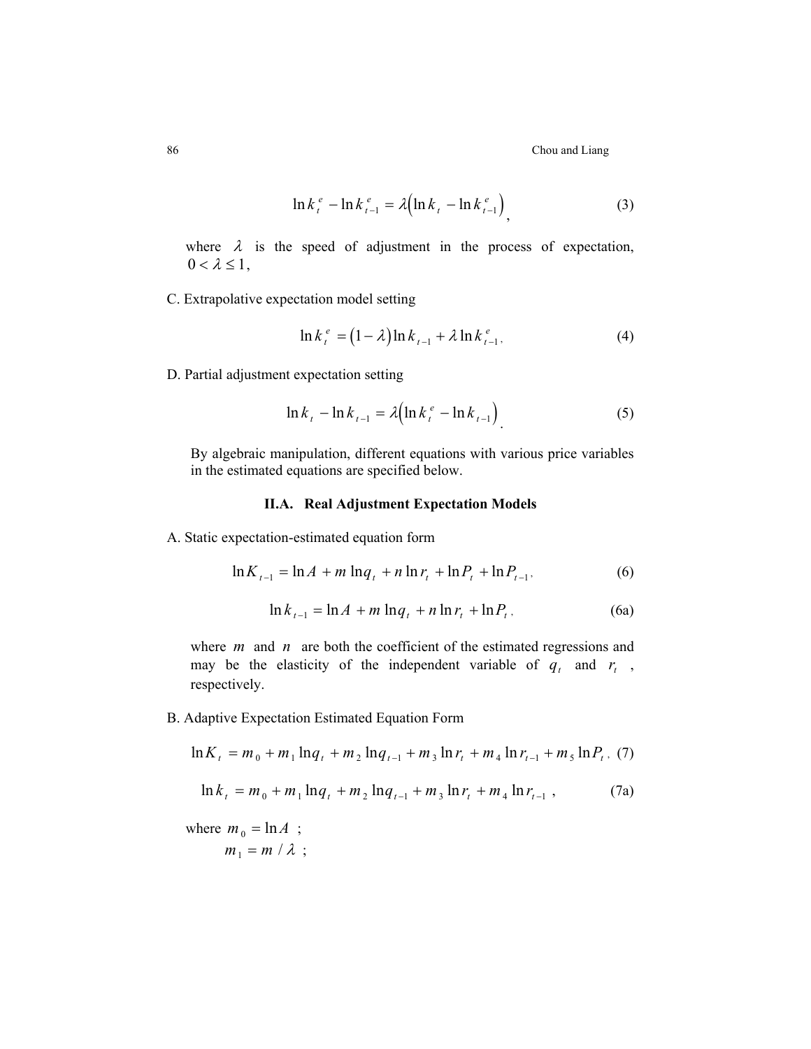$$\ln k_t^e - \ln k_{t-1}^e = \lambda\left(\ln k_t - \ln k_{t-1}^e\right), \tag{3}$$

where $\lambda$ is the speed of adjustment in the process of expectation, $0 < \lambda \le 1$,

C. Extrapolative expectation model setting

$$\ln k_t^e = \left(1 - \lambda\right)\ln k_{t-1} + \lambda \ln k_{t-1}^e, \tag{4}$$

D. Partial adjustment expectation setting

$$\ln k_t - \ln k_{t-1} = \lambda\left(\ln k_t^e - \ln k_{t-1}\right). \tag{5}$$

By algebraic manipulation, different equations with various price variables in the estimated equations are specified below.

### II.A. Real Adjustment Expectation Models

A. Static expectation-estimated equation form

$$\ln K_{t-1} = \ln A + m \ln q_t + n \ln r_t + \ln P_t + \ln P_{t-1}, \tag{6}$$

$$\ln k_{t-1} = \ln A + m \ln q_t + n \ln r_t + \ln P_t, \tag{6a}$$

where $m$ and $n$ are both the coefficient of the estimated regressions and may be the elasticity of the independent variable of $q_t$ and $r_t$, respectively.

B. Adaptive Expectation Estimated Equation Form

$$\ln K_t = m_0 + m_1 \ln q_t + m_2 \ln q_{t-1} + m_3 \ln r_t + m_4 \ln r_{t-1} + m_5 \ln P_t, \tag{7}$$

$$\ln k_t = m_0 + m_1 \ln q_t + m_2 \ln q_{t-1} + m_3 \ln r_t + m_4 \ln r_{t-1}, \tag{7a}$$

where $m_0 = \ln A$ ;

$m_1 = m / \lambda$ ;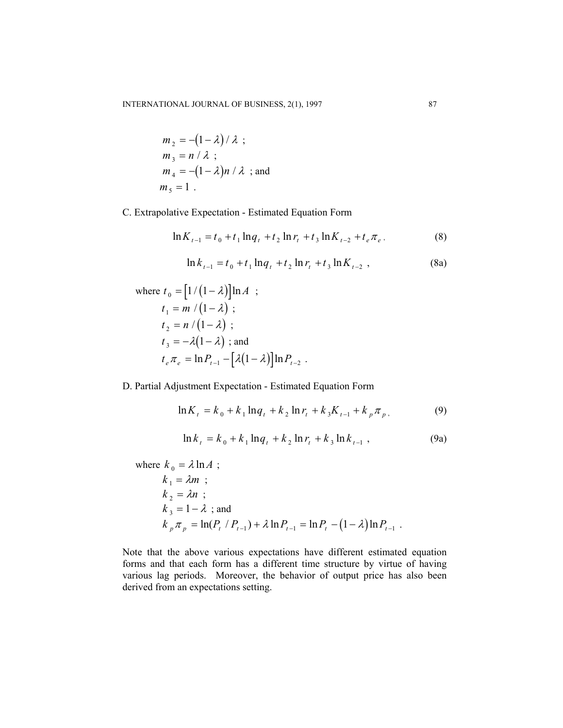$m_2 = -(1-\lambda)/\lambda$ ;
$m_3 = n/\lambda$ ;
$m_4 = -(1-\lambda)n/\lambda$ ; and
$m_5 = 1$ .

C. Extrapolative Expectation - Estimated Equation Form

$$\ln K_{t-1} = t_0 + t_1 \ln q_t + t_2 \ln r_t + t_3 \ln K_{t-2} + t_e \pi_e , \tag{8}$$

$$\ln k_{t-1} = t_0 + t_1 \ln q_t + t_2 \ln r_t + t_3 \ln K_{t-2} , \tag{8a}$$

where $t_0 = [1/(1-\lambda)] \ln A$ ;
$t_1 = m/(1-\lambda)$ ;
$t_2 = n/(1-\lambda)$ ;
$t_3 = -\lambda(1-\lambda)$ ; and
$t_e \pi_e = \ln P_{t-1} - [\lambda(1-\lambda)] \ln P_{t-2}$ .

D. Partial Adjustment Expectation - Estimated Equation Form

$$\ln K_t = k_0 + k_1 \ln q_t + k_2 \ln r_t + k_3 K_{t-1} + k_p \pi_p , \tag{9}$$

$$\ln k_t = k_0 + k_1 \ln q_t + k_2 \ln r_t + k_3 \ln k_{t-1} , \tag{9a}$$

where $k_0 = \lambda \ln A$ ;
$k_1 = \lambda m$ ;
$k_2 = \lambda n$ ;
$k_3 = 1 - \lambda$ ; and
$k_p \pi_p = \ln(P_t / P_{t-1}) + \lambda \ln P_{t-1} = \ln P_t - (1-\lambda) \ln P_{t-1}$ .

Note that the above various expectations have different estimated equation forms and that each form has a different time structure by virtue of having various lag periods. Moreover, the behavior of output price has also been derived from an expectations setting.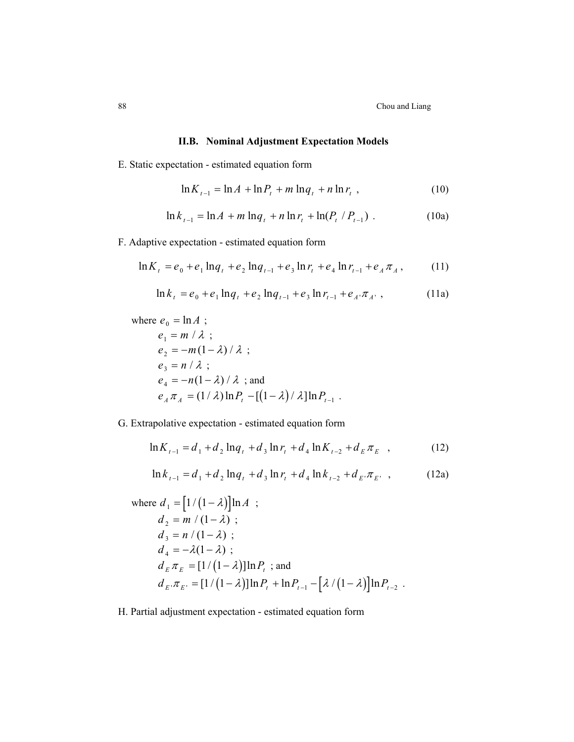### II.B. Nominal Adjustment Expectation Models

E. Static expectation - estimated equation form

$$\ln K_{t-1} = \ln A + \ln P_t + m \ln q_t + n \ln r_t \ , \tag{10}$$

$$\ln k_{t-1} = \ln A + m \ln q_t + n \ln r_t + \ln(P_t / P_{t-1}) \ . \tag{10a}$$

F. Adaptive expectation - estimated equation form

$$\ln K_t = e_0 + e_1 \ln q_t + e_2 \ln q_{t-1} + e_3 \ln r_t + e_4 \ln r_{t-1} + e_A \pi_A \ , \tag{11}$$

$$\ln k_t = e_0 + e_1 \ln q_t + e_2 \ln q_{t-1} + e_3 \ln r_{t-1} + e_{A'} \pi_{A'} \ , \tag{11a}$$

where $e_0 = \ln A$ ;
$e_1 = m / \lambda$ ;
$e_2 = -m(1-\lambda)/\lambda$ ;
$e_3 = n / \lambda$ ;
$e_4 = -n(1-\lambda)/\lambda$ ; and
$e_A \pi_A = (1/\lambda)\ln P_t - [(1-\lambda)/\lambda]\ln P_{t-1}$ .

G. Extrapolative expectation - estimated equation form

$$\ln K_{t-1} = d_1 + d_2 \ln q_t + d_3 \ln r_t + d_4 \ln K_{t-2} + d_E \pi_E \ , \tag{12}$$

$$\ln k_{t-1} = d_1 + d_2 \ln q_t + d_3 \ln r_t + d_4 \ln k_{t-2} + d_{E'} \pi_{E'} \ , \tag{12a}$$

where $d_1 = \left[1/(1-\lambda)\right]\ln A$ ;
$d_2 = m/(1-\lambda)$ ;
$d_3 = n/(1-\lambda)$ ;
$d_4 = -\lambda(1-\lambda)$ ;
$d_E \pi_E = [1/(1-\lambda)]\ln P_t$ ; and
$d_{E'} \pi_{E'} = [1/(1-\lambda)]\ln P_t + \ln P_{t-1} - \left[\lambda/(1-\lambda)\right]\ln P_{t-2}$ .

H. Partial adjustment expectation - estimated equation form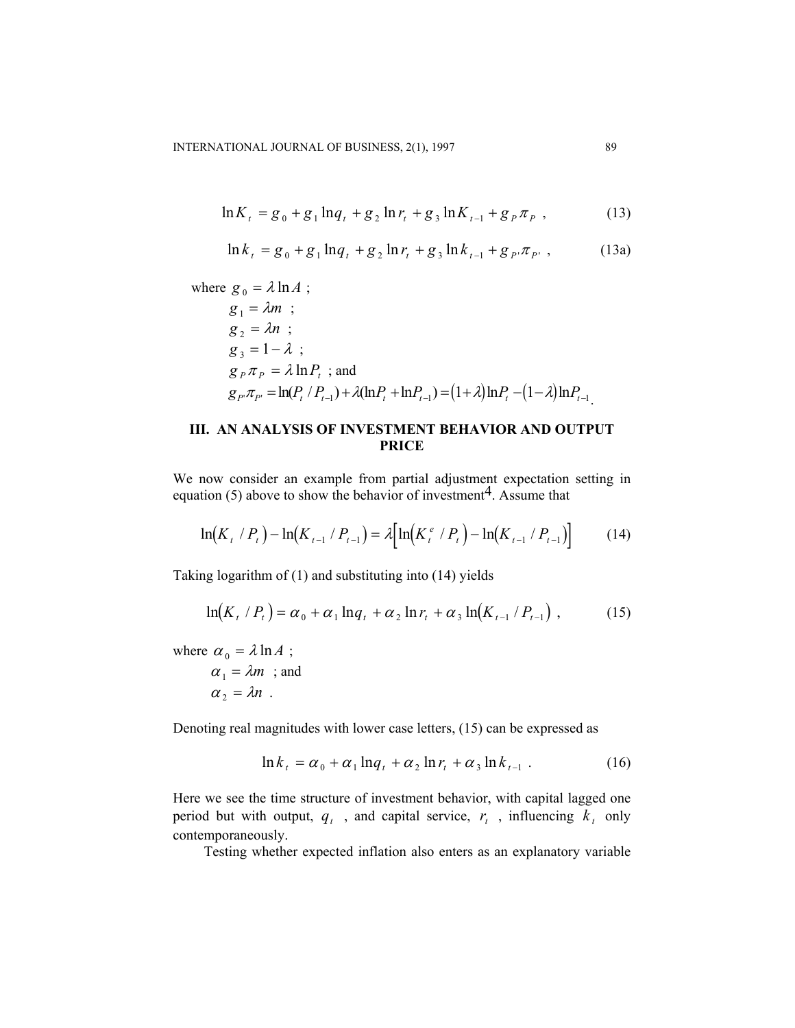$$\ln K_t = g_0 + g_1 \ln q_t + g_2 \ln r_t + g_3 \ln K_{t-1} + g_P \pi_P \ , \tag{13}$$

$$\ln k_t = g_0 + g_1 \ln q_t + g_2 \ln r_t + g_3 \ln k_{t-1} + g_{P'} \pi_{P'} \ , \tag{13a}$$

where $g_0 = \lambda \ln A$ ;
$g_1 = \lambda m$ ;
$g_2 = \lambda n$ ;
$g_3 = 1 - \lambda$ ;
$g_P \pi_P = \lambda \ln P_t$ ; and
$g_{P'}\pi_{P'} = \ln(P_t / P_{t-1}) + \lambda(\ln P_t + \ln P_{t-1}) = (1+\lambda)\ln P_t - (1-\lambda)\ln P_{t-1}$.

## III. AN ANALYSIS OF INVESTMENT BEHAVIOR AND OUTPUT PRICE

We now consider an example from partial adjustment expectation setting in equation (5) above to show the behavior of investment[4]. Assume that

$$\ln(K_t / P_t) - \ln(K_{t-1} / P_{t-1}) = \lambda\left[\ln(K_t^e / P_t) - \ln(K_{t-1} / P_{t-1})\right] \tag{14}$$

Taking logarithm of (1) and substituting into (14) yields

$$\ln(K_t / P_t) = \alpha_0 + \alpha_1 \ln q_t + \alpha_2 \ln r_t + \alpha_3 \ln(K_{t-1} / P_{t-1}) \ , \tag{15}$$

where $\alpha_0 = \lambda \ln A$ ;
$\alpha_1 = \lambda m$ ; and
$\alpha_2 = \lambda n$ .

Denoting real magnitudes with lower case letters, (15) can be expressed as

$$\ln k_t = \alpha_0 + \alpha_1 \ln q_t + \alpha_2 \ln r_t + \alpha_3 \ln k_{t-1} \ . \tag{16}$$

Here we see the time structure of investment behavior, with capital lagged one period but with output, $q_t$ , and capital service, $r_t$ , influencing $k_t$ only contemporaneously.

Testing whether expected inflation also enters as an explanatory variable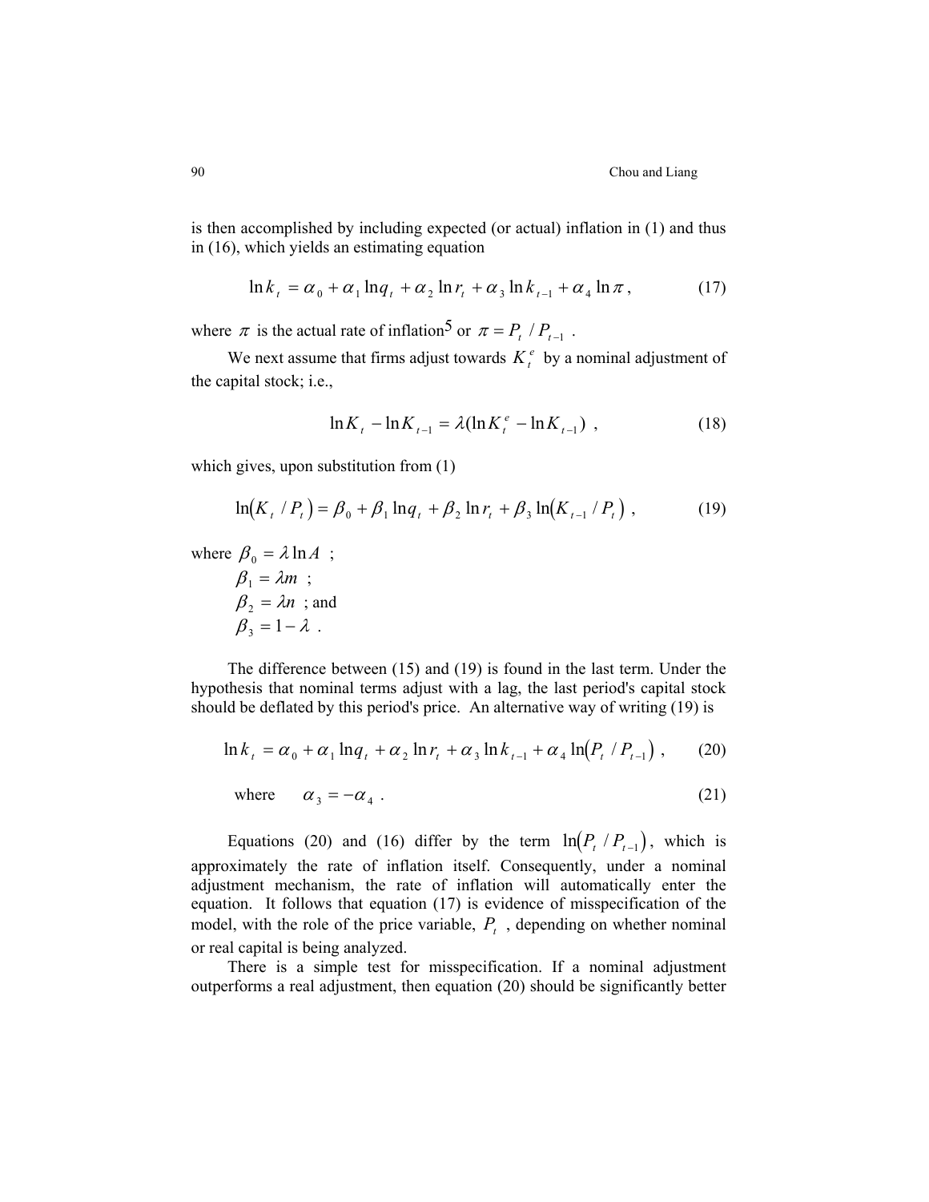is then accomplished by including expected (or actual) inflation in (1) and thus in (16), which yields an estimating equation

$$\ln k_t = \alpha_0 + \alpha_1 \ln q_t + \alpha_2 \ln r_t + \alpha_3 \ln k_{t-1} + \alpha_4 \ln \pi , \tag{17}$$

where $\pi$ is the actual rate of inflation[5] or $\pi = P_t / P_{t-1}$ .

We next assume that firms adjust towards $K_t^e$ by a nominal adjustment of the capital stock; i.e.,

$$\ln K_t - \ln K_{t-1} = \lambda(\ln K_t^e - \ln K_{t-1}) , \tag{18}$$

which gives, upon substitution from (1)

$$\ln(K_t / P_t) = \beta_0 + \beta_1 \ln q_t + \beta_2 \ln r_t + \beta_3 \ln(K_{t-1} / P_t) , \tag{19}$$

where $\beta_0 = \lambda \ln A$ ;
$\beta_1 = \lambda m$ ;
$\beta_2 = \lambda n$ ; and
$\beta_3 = 1 - \lambda$ .

The difference between (15) and (19) is found in the last term. Under the hypothesis that nominal terms adjust with a lag, the last period's capital stock should be deflated by this period's price. An alternative way of writing (19) is

$$\ln k_t = \alpha_0 + \alpha_1 \ln q_t + \alpha_2 \ln r_t + \alpha_3 \ln k_{t-1} + \alpha_4 \ln(P_t / P_{t-1}) , \tag{20}$$

$$\text{where} \quad \alpha_3 = -\alpha_4 . \tag{21}$$

Equations (20) and (16) differ by the term $\ln(P_t / P_{t-1})$, which is approximately the rate of inflation itself. Consequently, under a nominal adjustment mechanism, the rate of inflation will automatically enter the equation. It follows that equation (17) is evidence of misspecification of the model, with the role of the price variable, $P_t$ , depending on whether nominal or real capital is being analyzed.

There is a simple test for misspecification. If a nominal adjustment outperforms a real adjustment, then equation (20) should be significantly better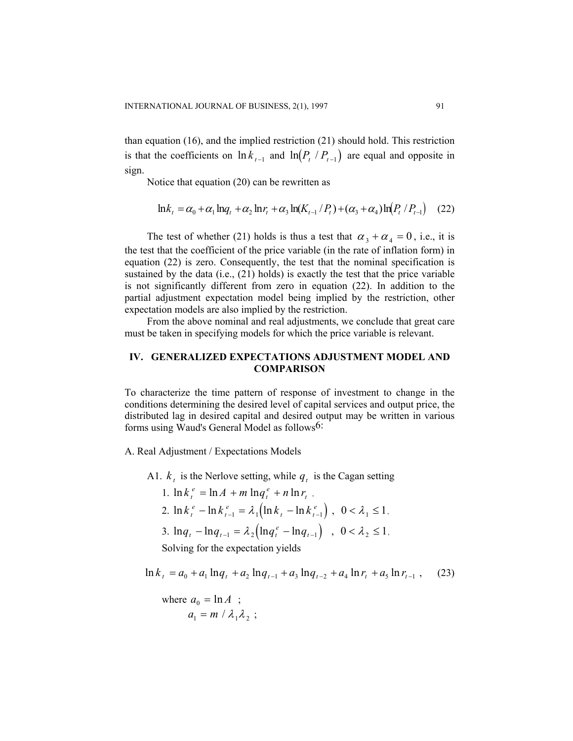than equation (16), and the implied restriction (21) should hold. This restriction is that the coefficients on $\ln k_{t-1}$ and $\ln(P_t / P_{t-1})$ are equal and opposite in sign.

Notice that equation (20) can be rewritten as

$$\ln k_t = \alpha_0 + \alpha_1 \ln q_t + \alpha_2 \ln r_t + \alpha_3 \ln(K_{t-1}/P_t) + (\alpha_3 + \alpha_4)\ln(P_t / P_{t-1}) \quad (22)$$

The test of whether (21) holds is thus a test that $\alpha_3 + \alpha_4 = 0$, i.e., it is the test that the coefficient of the price variable (in the rate of inflation form) in equation (22) is zero. Consequently, the test that the nominal specification is sustained by the data (i.e., (21) holds) is exactly the test that the price variable is not significantly different from zero in equation (22). In addition to the partial adjustment expectation model being implied by the restriction, other expectation models are also implied by the restriction.

From the above nominal and real adjustments, we conclude that great care must be taken in specifying models for which the price variable is relevant.

## IV. GENERALIZED EXPECTATIONS ADJUSTMENT MODEL AND COMPARISON

To characterize the time pattern of response of investment to change in the conditions determining the desired level of capital services and output price, the distributed lag in desired capital and desired output may be written in various forms using Waud's General Model as follows[6]:

A. Real Adjustment / Expectations Models

A1. $k_t$ is the Nerlove setting, while $q_t$ is the Cagan setting

1. $\ln k_t^e = \ln A + m \ln q_t^e + n \ln r_t$ ,
2. $\ln k_t^e - \ln k_{t-1}^e = \lambda_1 \left(\ln k_t - \ln k_{t-1}^e\right)$ , $0 < \lambda_1 \leq 1$,
3. $\ln q_t - \ln q_{t-1} = \lambda_2 \left(\ln q_t^e - \ln q_{t-1}\right)$ , $0 < \lambda_2 \leq 1$,

Solving for the expectation yields

$$\ln k_t = a_0 + a_1 \ln q_t + a_2 \ln q_{t-1} + a_3 \ln q_{t-2} + a_4 \ln r_t + a_5 \ln r_{t-1} , \quad (23)$$

where $a_0 = \ln A$ ;

$a_1 = m / \lambda_1 \lambda_2$ ;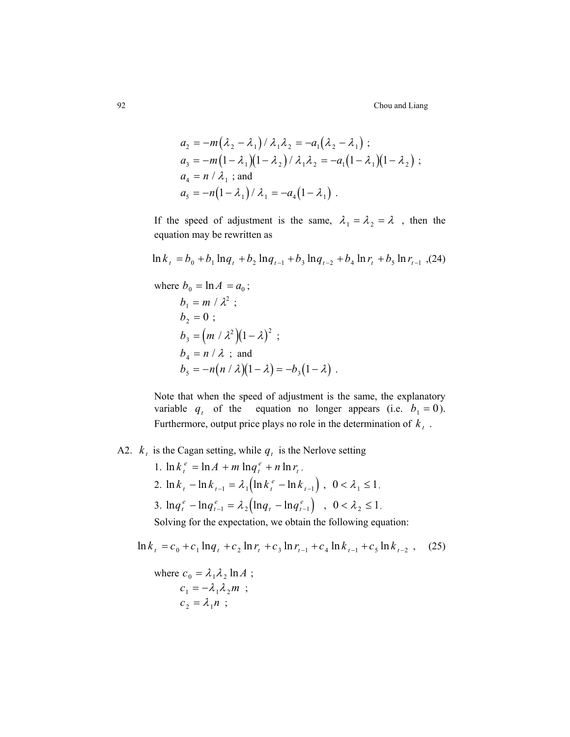$$a_2 = -m(\lambda_2 - \lambda_1)/\lambda_1\lambda_2 = -a_1(\lambda_2 - \lambda_1)\ ;$$
$$a_3 = -m(1-\lambda_1)(1-\lambda_2)/\lambda_1\lambda_2 = -a_1(1-\lambda_1)(1-\lambda_2)\ ;$$
$$a_4 = n/\lambda_1\ ;\ \text{and}$$
$$a_5 = -n(1-\lambda_1)/\lambda_1 = -a_4(1-\lambda_1)\ .$$

If the speed of adjustment is the same, $\lambda_1 = \lambda_2 = \lambda$, then the equation may be rewritten as

$$\ln k_t = b_0 + b_1 \ln q_t + b_2 \ln q_{t-1} + b_3 \ln q_{t-2} + b_4 \ln r_t + b_5 \ln r_{t-1}\ ,(24)$$

where $b_0 = \ln A = a_0$ ;

$b_1 = m/\lambda^2$ ;

$b_2 = 0$ ;

$b_3 = (m/\lambda^2)(1-\lambda)^2$ ;

$b_4 = n/\lambda$ ; and

$b_5 = -n(n/\lambda)(1-\lambda) = -b_3(1-\lambda)$ .

Note that when the speed of adjustment is the same, the explanatory variable $q_t$ of the equation no longer appears (i.e. $b_1 = 0$). Furthermore, output price plays no role in the determination of $k_t$ .

A2. $k_t$ is the Cagan setting, while $q_t$ is the Nerlove setting

1. $\ln k_t^e = \ln A + m \ln q_t^e + n \ln r_t$ ,
2. $\ln k_t - \ln k_{t-1} = \lambda_1 \left(\ln k_t^e - \ln k_{t-1}\right)$ , $0 < \lambda_1 \le 1$ ,
3. $\ln q_t^e - \ln q_{t-1}^e = \lambda_2 \left(\ln q_t - \ln q_{t-1}^e\right)$ , $0 < \lambda_2 \le 1$ ,

Solving for the expectation, we obtain the following equation:

$$\ln k_t = c_0 + c_1 \ln q_t + c_2 \ln r_t + c_3 \ln r_{t-1} + c_4 \ln k_{t-1} + c_5 \ln k_{t-2}\ , \quad (25)$$

where $c_0 = \lambda_1\lambda_2 \ln A$ ;

$c_1 = -\lambda_1\lambda_2 m$ ;

$c_2 = \lambda_1 n$ ;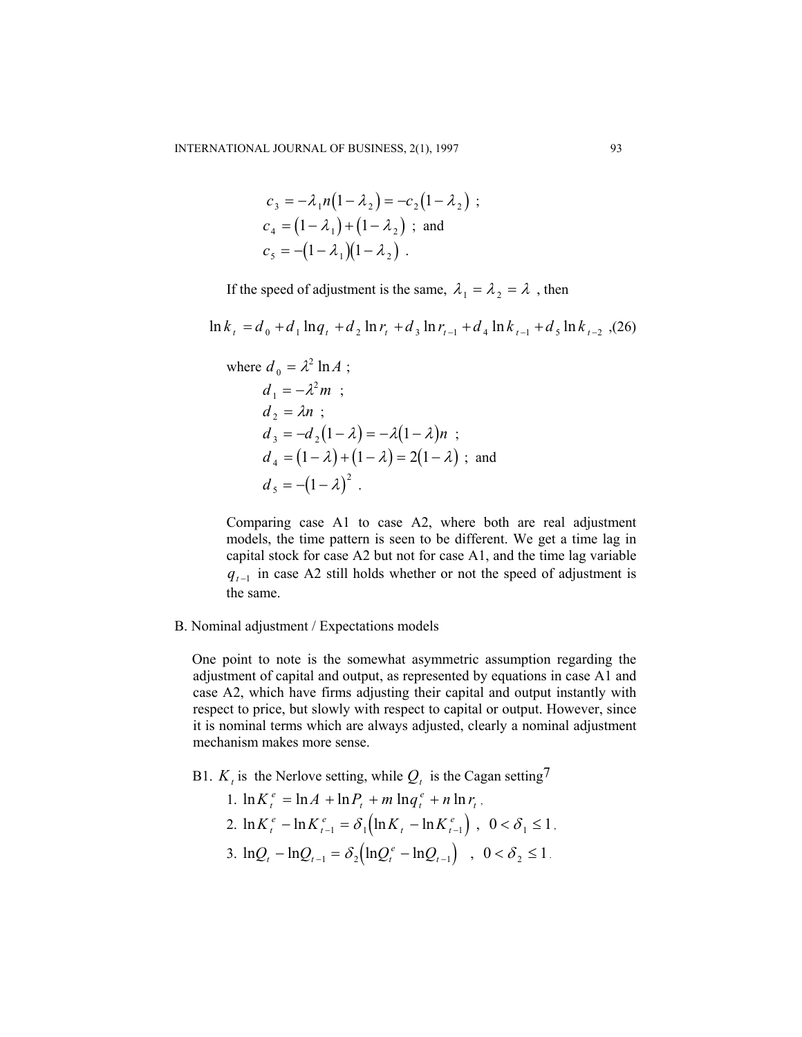$$c_3 = -\lambda_1 n(1-\lambda_2) = -c_2(1-\lambda_2) \ ;$$
$$c_4 = (1-\lambda_1) + (1-\lambda_2) \ ; \text{ and}$$
$$c_5 = -(1-\lambda_1)(1-\lambda_2) \ .$$

If the speed of adjustment is the same, $\lambda_1 = \lambda_2 = \lambda$ , then

$$\ln k_t = d_0 + d_1 \ln q_t + d_2 \ln r_t + d_3 \ln r_{t-1} + d_4 \ln k_{t-1} + d_5 \ln k_{t-2} \ ,(26)$$

where $d_0 = \lambda^2 \ln A$ ;

$$d_1 = -\lambda^2 m \ ;$$
$$d_2 = \lambda n \ ;$$
$$d_3 = -d_2(1-\lambda) = -\lambda(1-\lambda)n \ ;$$
$$d_4 = (1-\lambda) + (1-\lambda) = 2(1-\lambda) \ ; \text{ and}$$
$$d_5 = -(1-\lambda)^2 \ .$$

Comparing case A1 to case A2, where both are real adjustment models, the time pattern is seen to be different. We get a time lag in capital stock for case A2 but not for case A1, and the time lag variable $q_{t-1}$ in case A2 still holds whether or not the speed of adjustment is the same.

B. Nominal adjustment / Expectations models

One point to note is the somewhat asymmetric assumption regarding the adjustment of capital and output, as represented by equations in case A1 and case A2, which have firms adjusting their capital and output instantly with respect to price, but slowly with respect to capital or output. However, since it is nominal terms which are always adjusted, clearly a nominal adjustment mechanism makes more sense.

B1. $K_t$ is the Nerlove setting, while $Q_t$ is the Cagan setting[7]

1. $\ln K_t^e = \ln A + \ln P_t + m \ln q_t^e + n \ln r_t$ ,
2. $\ln K_t^e - \ln K_{t-1}^e = \delta_1 \left( \ln K_t - \ln K_{t-1}^e \right)$ , $0 < \delta_1 \le 1$ ,
3. $\ln Q_t - \ln Q_{t-1} = \delta_2 \left( \ln Q_t^e - \ln Q_{t-1} \right)$ , $0 < \delta_2 \le 1$ .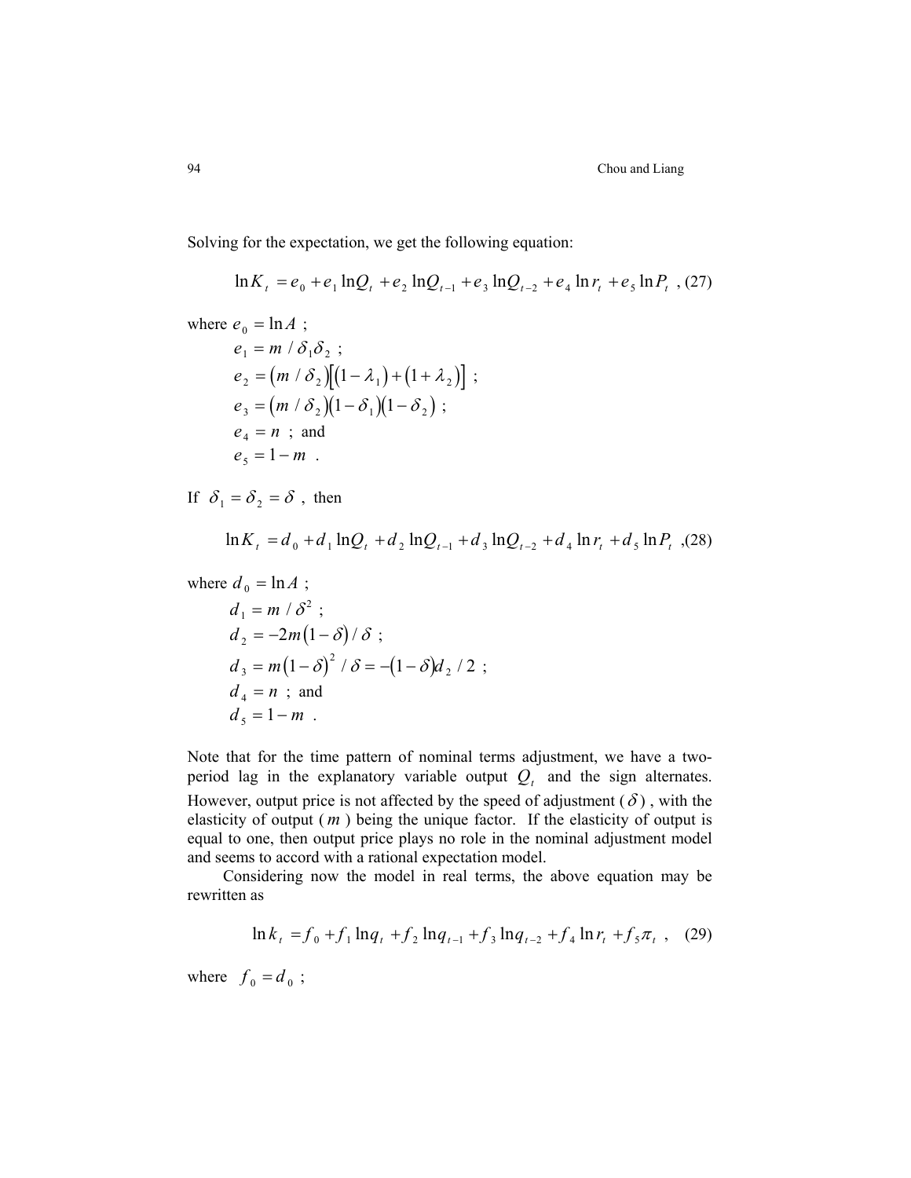Solving for the expectation, we get the following equation:

$$\ln K_t = e_0 + e_1 \ln Q_t + e_2 \ln Q_{t-1} + e_3 \ln Q_{t-2} + e_4 \ln r_t + e_5 \ln P_t \text{ , (27)}$$

where $e_0 = \ln A$ ;

$e_1 = m / \delta_1 \delta_2$ ;

$e_2 = (m / \delta_2)[(1-\lambda_1)+(1+\lambda_2)]$ ;

$e_3 = (m / \delta_2)(1-\delta_1)(1-\delta_2)$ ;

$e_4 = n$ ; and

$e_5 = 1-m$ .

If $\delta_1 = \delta_2 = \delta$ , then

$$\ln K_t = d_0 + d_1 \ln Q_t + d_2 \ln Q_{t-1} + d_3 \ln Q_{t-2} + d_4 \ln r_t + d_5 \ln P_t \text{ ,(28)}$$

where $d_0 = \ln A$ ;

$d_1 = m / \delta^2$ ;

$d_2 = -2m(1-\delta)/\delta$ ;

$d_3 = m(1-\delta)^2 / \delta = -(1-\delta)d_2 / 2$ ;

$d_4 = n$ ; and

$d_5 = 1-m$ .

Note that for the time pattern of nominal terms adjustment, we have a two-period lag in the explanatory variable output $Q_t$ and the sign alternates. However, output price is not affected by the speed of adjustment ($\delta$), with the elasticity of output ($m$) being the unique factor. If the elasticity of output is equal to one, then output price plays no role in the nominal adjustment model and seems to accord with a rational expectation model.

Considering now the model in real terms, the above equation may be rewritten as

$$\ln k_t = f_0 + f_1 \ln q_t + f_2 \ln q_{t-1} + f_3 \ln q_{t-2} + f_4 \ln r_t + f_5 \pi_t \text{ , (29)}$$

where $f_0 = d_0$ ;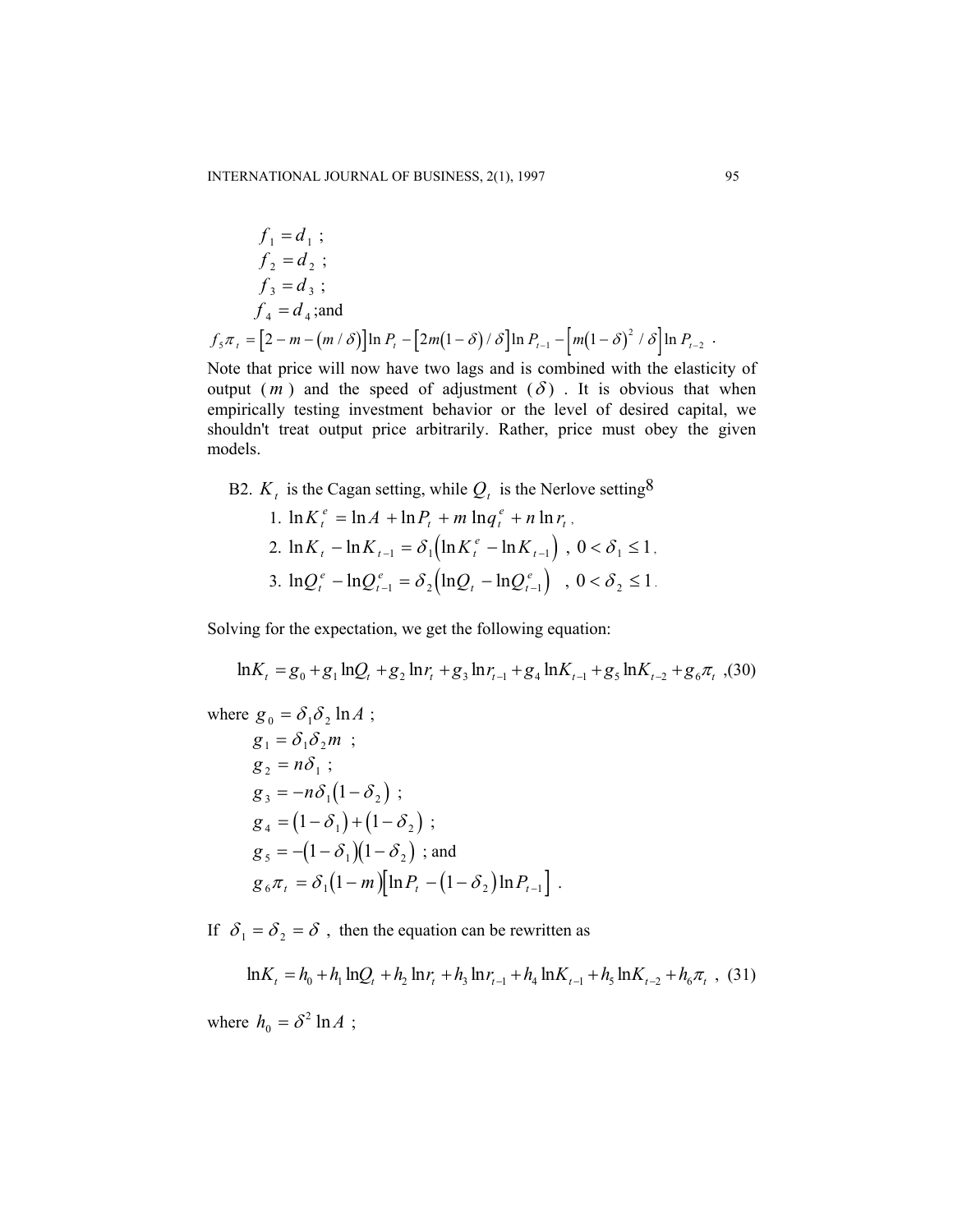$f_1 = d_1$ ;

$f_2 = d_2$ ;

$f_3 = d_3$ ;

$f_4 = d_4$ ;and

$f_5 \pi_t = \left[2 - m - (m/\delta)\right] \ln P_t - \left[2m(1-\delta)/\delta\right] \ln P_{t-1} - \left[m(1-\delta)^2/\delta\right] \ln P_{t-2}$ .

Note that price will now have two lags and is combined with the elasticity of output ($m$) and the speed of adjustment ($\delta$). It is obvious that when empirically testing investment behavior or the level of desired capital, we shouldn't treat output price arbitrarily. Rather, price must obey the given models.

B2. $K_t$ is the Cagan setting, while $Q_t$ is the Nerlove setting[8]

1. $\ln K_t^e = \ln A + \ln P_t + m \ln q_t^e + n \ln r_t$ ,
2. $\ln K_t - \ln K_{t-1} = \delta_1 \left( \ln K_t^e - \ln K_{t-1} \right)$ , $0 < \delta_1 \leq 1$ ,
3. $\ln Q_t^e - \ln Q_{t-1}^e = \delta_2 \left( \ln Q_t - \ln Q_{t-1}^e \right)$ , $0 < \delta_2 \leq 1$ .

Solving for the expectation, we get the following equation:

$$\ln K_t = g_0 + g_1 \ln Q_t + g_2 \ln r_t + g_3 \ln r_{t-1} + g_4 \ln K_{t-1} + g_5 \ln K_{t-2} + g_6 \pi_t \text{ ,(30)}$$

where $g_0 = \delta_1 \delta_2 \ln A$ ;

$g_1 = \delta_1 \delta_2 m$ ;

$g_2 = n\delta_1$ ;

$g_3 = -n\delta_1 (1 - \delta_2)$ ;

$g_4 = (1 - \delta_1) + (1 - \delta_2)$ ;

$g_5 = -(1 - \delta_1)(1 - \delta_2)$ ; and

$g_6 \pi_t = \delta_1 (1 - m)\left[\ln P_t - (1 - \delta_2) \ln P_{t-1}\right]$ .

If $\delta_1 = \delta_2 = \delta$ , then the equation can be rewritten as

$$\ln K_t = h_0 + h_1 \ln Q_t + h_2 \ln r_t + h_3 \ln r_{t-1} + h_4 \ln K_{t-1} + h_5 \ln K_{t-2} + h_6 \pi_t \text{ , (31)}$$

where $h_0 = \delta^2 \ln A$ ;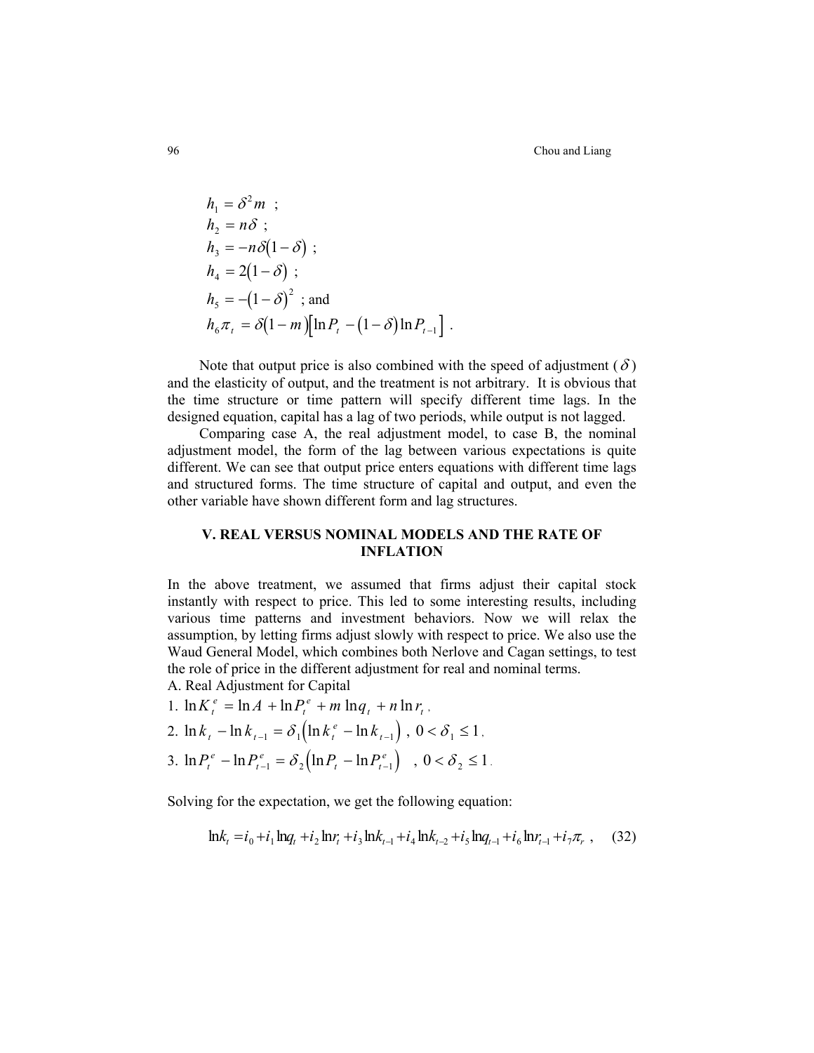$$h_1 = \delta^2 m \ ;$$
$$h_2 = n\delta \ ;$$
$$h_3 = -n\delta(1-\delta) \ ;$$
$$h_4 = 2(1-\delta) \ ;$$
$$h_5 = -(1-\delta)^2 \ ; \text{and}$$
$$h_6 \pi_t = \delta(1-m)\left[\ln P_t - (1-\delta)\ln P_{t-1}\right] .$$

Note that output price is also combined with the speed of adjustment ($\delta$) and the elasticity of output, and the treatment is not arbitrary. It is obvious that the time structure or time pattern will specify different time lags. In the designed equation, capital has a lag of two periods, while output is not lagged.

Comparing case A, the real adjustment model, to case B, the nominal adjustment model, the form of the lag between various expectations is quite different. We can see that output price enters equations with different time lags and structured forms. The time structure of capital and output, and even the other variable have shown different form and lag structures.

## V. REAL VERSUS NOMINAL MODELS AND THE RATE OF INFLATION

In the above treatment, we assumed that firms adjust their capital stock instantly with respect to price. This led to some interesting results, including various time patterns and investment behaviors. Now we will relax the assumption, by letting firms adjust slowly with respect to price. We also use the Waud General Model, which combines both Nerlove and Cagan settings, to test the role of price in the different adjustment for real and nominal terms.

A. Real Adjustment for Capital

1. $\ln K_t^e = \ln A + \ln P_t^e + m \ln q_t + n \ln r_t$ ,
2. $\ln k_t - \ln k_{t-1} = \delta_1 \left(\ln k_t^e - \ln k_{t-1}\right)$ , $0 < \delta_1 \leq 1$ ,
3. $\ln P_t^e - \ln P_{t-1}^e = \delta_2 \left(\ln P_t - \ln P_{t-1}^e\right)$ , $0 < \delta_2 \leq 1$ .

Solving for the expectation, we get the following equation:

$$\ln k_t = i_0 + i_1 \ln q_t + i_2 \ln r_t + i_3 \ln k_{t-1} + i_4 \ln k_{t-2} + i_5 \ln q_{t-1} + i_6 \ln r_{t-1} + i_7 \pi_r \ , \quad (32)$$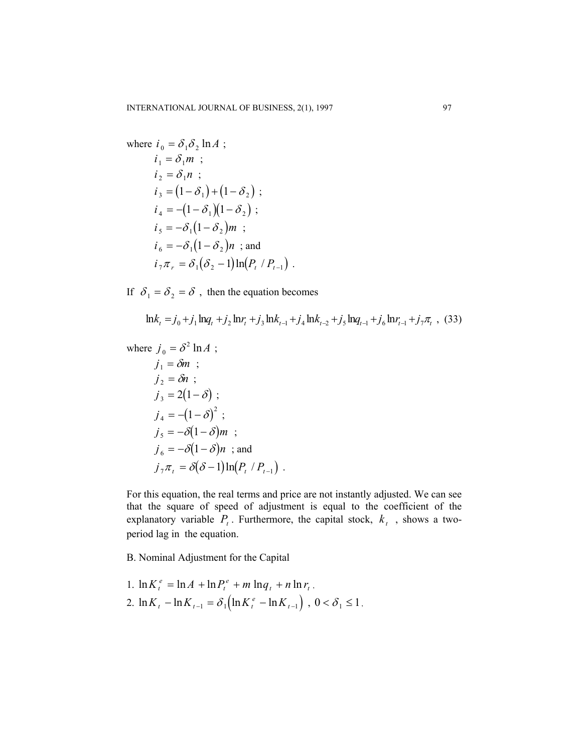where $i_0 = \delta_1 \delta_2 \ln A$ ;

$i_1 = \delta_1 m$ ;

$i_2 = \delta_1 n$ ;

$i_3 = (1-\delta_1) + (1-\delta_2)$ ;

$i_4 = -(1-\delta_1)(1-\delta_2)$ ;

$i_5 = -\delta_1 (1-\delta_2) m$ ;

$i_6 = -\delta_1 (1-\delta_2) n$ ; and

$i_7 \pi_r = \delta_1 (\delta_2 - 1) \ln(P_t / P_{t-1})$ .

If $\delta_1 = \delta_2 = \delta$ , then the equation becomes

$$\ln k_t = j_0 + j_1 \ln q_t + j_2 \ln r_t + j_3 \ln k_{t-1} + j_4 \ln k_{t-2} + j_5 \ln q_{t-1} + j_6 \ln r_{t-1} + j_7 \pi_t \ , \quad (33)$$

where $j_0 = \delta^2 \ln A$ ;

$j_1 = \delta m$ ;

$j_2 = \delta n$ ;

$j_3 = 2(1-\delta)$ ;

$j_4 = -(1-\delta)^2$ ;

$j_5 = -\delta (1-\delta) m$ ;

$j_6 = -\delta (1-\delta) n$ ; and

$j_7 \pi_t = \delta (\delta - 1) \ln(P_t / P_{t-1})$ .

For this equation, the real terms and price are not instantly adjusted. We can see that the square of speed of adjustment is equal to the coefficient of the explanatory variable $P_t$. Furthermore, the capital stock, $k_t$ , shows a two-period lag in the equation.

B. Nominal Adjustment for the Capital

1. $\ln K_t^e = \ln A + \ln P_t^e + m \ln q_t + n \ln r_t$ ,
2. $\ln K_t - \ln K_{t-1} = \delta_1 \left( \ln K_t^e - \ln K_{t-1} \right)$ , $0 < \delta_1 \leq 1$ ,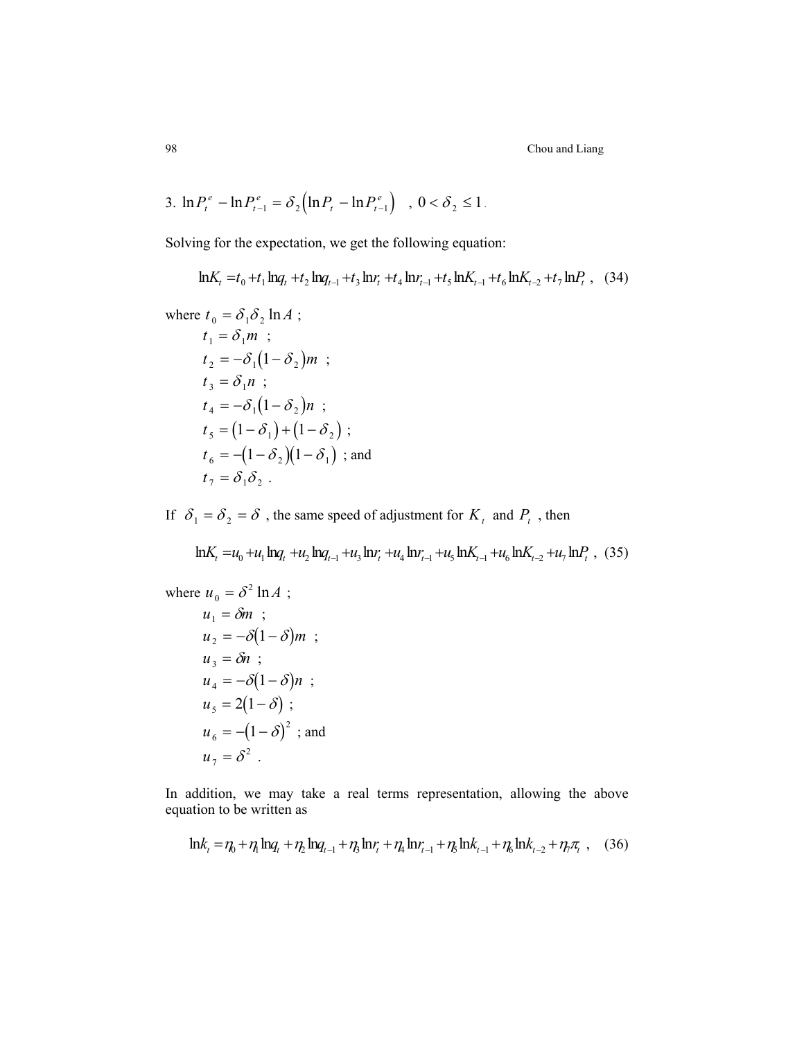3. $\ln P_t^e - \ln P_{t-1}^e = \delta_2 \left( \ln P_t - \ln P_{t-1}^e \right)$ , $0 < \delta_2 \leq 1$.

Solving for the expectation, we get the following equation:

$$\ln K_t = t_0 + t_1 \ln q_t + t_2 \ln q_{t-1} + t_3 \ln r_t + t_4 \ln r_{t-1} + t_5 \ln K_{t-1} + t_6 \ln K_{t-2} + t_7 \ln P_t \ , \quad (34)$$

where $t_0 = \delta_1 \delta_2 \ln A$ ;
$t_1 = \delta_1 m$ ;
$t_2 = -\delta_1 (1 - \delta_2) m$ ;
$t_3 = \delta_1 n$ ;
$t_4 = -\delta_1 (1 - \delta_2) n$ ;
$t_5 = (1 - \delta_1) + (1 - \delta_2)$ ;
$t_6 = -(1 - \delta_2)(1 - \delta_1)$ ; and
$t_7 = \delta_1 \delta_2$ .

If $\delta_1 = \delta_2 = \delta$ , the same speed of adjustment for $K_t$ and $P_t$ , then

$$\ln K_t = u_0 + u_1 \ln q_t + u_2 \ln q_{t-1} + u_3 \ln r_t + u_4 \ln r_{t-1} + u_5 \ln K_{t-1} + u_6 \ln K_{t-2} + u_7 \ln P_t \ , \quad (35)$$

where $u_0 = \delta^2 \ln A$ ;
$u_1 = \delta m$ ;
$u_2 = -\delta (1 - \delta) m$ ;
$u_3 = \delta n$ ;
$u_4 = -\delta (1 - \delta) n$ ;
$u_5 = 2(1 - \delta)$ ;
$u_6 = -(1 - \delta)^2$ ; and
$u_7 = \delta^2$ .

In addition, we may take a real terms representation, allowing the above equation to be written as

$$\ln k_t = \eta_0 + \eta_1 \ln q_t + \eta_2 \ln q_{t-1} + \eta_3 \ln r_t + \eta_4 \ln r_{t-1} + \eta_5 \ln k_{t-1} + \eta_6 \ln k_{t-2} + \eta_7 \pi_t \ , \quad (36)$$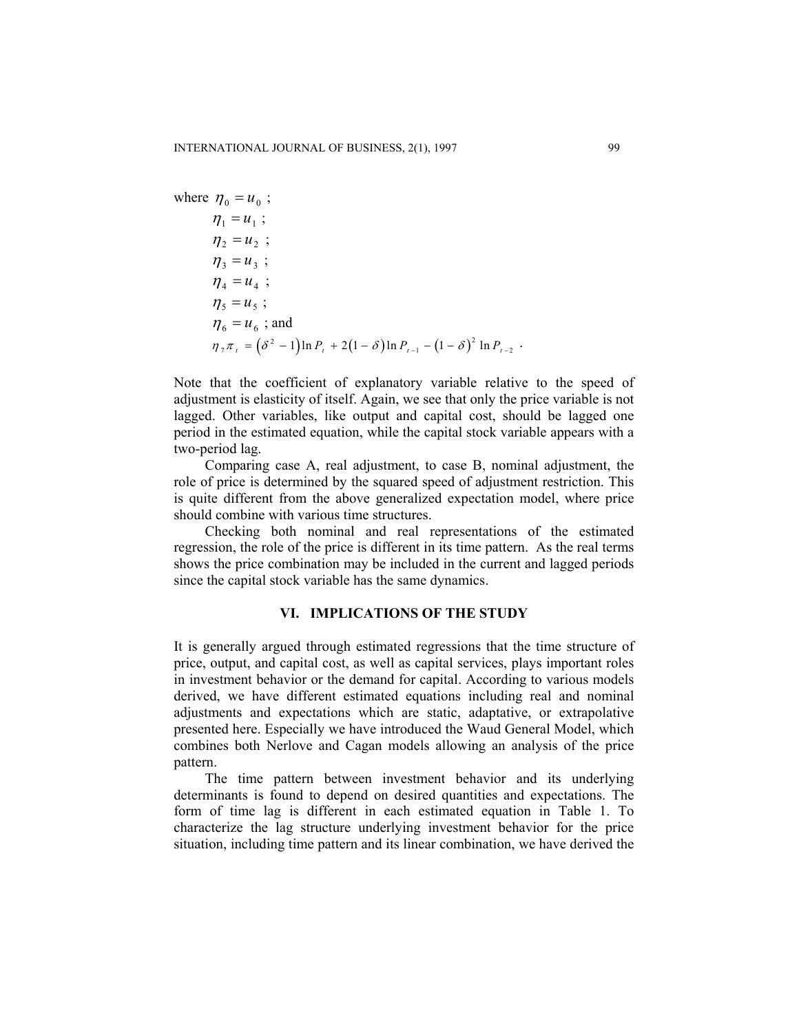where $\eta_0 = u_0$ ;

$\eta_1 = u_1$ ;

$\eta_2 = u_2$ ;

$\eta_3 = u_3$ ;

$\eta_4 = u_4$ ;

$\eta_5 = u_5$ ;

$\eta_6 = u_6$ ; and

$$\eta_7 \pi_t = \left(\delta^2 - 1\right)\ln P_t + 2\left(1-\delta\right)\ln P_{t-1} - \left(1-\delta\right)^2 \ln P_{t-2} .$$

Note that the coefficient of explanatory variable relative to the speed of adjustment is elasticity of itself. Again, we see that only the price variable is not lagged. Other variables, like output and capital cost, should be lagged one period in the estimated equation, while the capital stock variable appears with a two-period lag.

Comparing case A, real adjustment, to case B, nominal adjustment, the role of price is determined by the squared speed of adjustment restriction. This is quite different from the above generalized expectation model, where price should combine with various time structures.

Checking both nominal and real representations of the estimated regression, the role of the price is different in its time pattern. As the real terms shows the price combination may be included in the current and lagged periods since the capital stock variable has the same dynamics.

## VI. IMPLICATIONS OF THE STUDY

It is generally argued through estimated regressions that the time structure of price, output, and capital cost, as well as capital services, plays important roles in investment behavior or the demand for capital. According to various models derived, we have different estimated equations including real and nominal adjustments and expectations which are static, adaptative, or extrapolative presented here. Especially we have introduced the Waud General Model, which combines both Nerlove and Cagan models allowing an analysis of the price pattern.

The time pattern between investment behavior and its underlying determinants is found to depend on desired quantities and expectations. The form of time lag is different in each estimated equation in Table 1. To characterize the lag structure underlying investment behavior for the price situation, including time pattern and its linear combination, we have derived the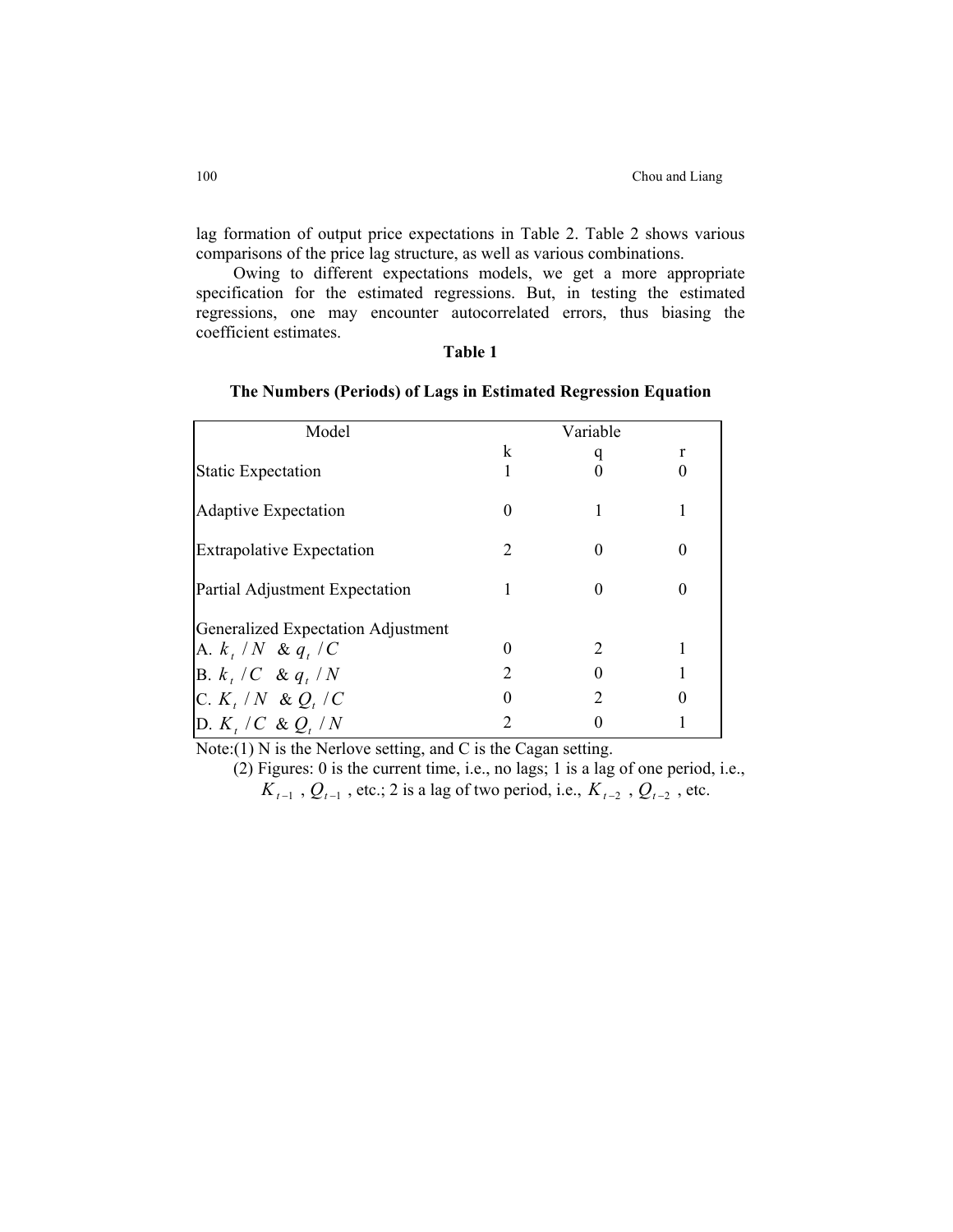lag formation of output price expectations in Table 2. Table 2 shows various comparisons of the price lag structure, as well as various combinations.

Owing to different expectations models, we get a more appropriate specification for the estimated regressions. But, in testing the estimated regressions, one may encounter autocorrelated errors, thus biasing the coefficient estimates.

**Table 1**

**The Numbers (Periods) of Lags in Estimated Regression Equation**

| Model | Variable | | |
|---|---|---|---|
| | k | q | r |
| Static Expectation | 1 | 0 | 0 |
| Adaptive Expectation | 0 | 1 | 1 |
| Extrapolative Expectation | 2 | 0 | 0 |
| Partial Adjustment Expectation | 1 | 0 | 0 |
| Generalized Expectation Adjustment | | | |
| A. $k_t / N$ & $q_t / C$ | 0 | 2 | 1 |
| B. $k_t / C$ & $q_t / N$ | 2 | 0 | 1 |
| C. $K_t / N$ & $Q_t / C$ | 0 | 2 | 0 |
| D. $K_t / C$ & $Q_t / N$ | 2 | 0 | 1 |

Note:(1) N is the Nerlove setting, and C is the Cagan setting.

(2) Figures: 0 is the current time, i.e., no lags; 1 is a lag of one period, i.e., $K_{t-1}$ , $Q_{t-1}$ , etc.; 2 is a lag of two period, i.e., $K_{t-2}$ , $Q_{t-2}$ , etc.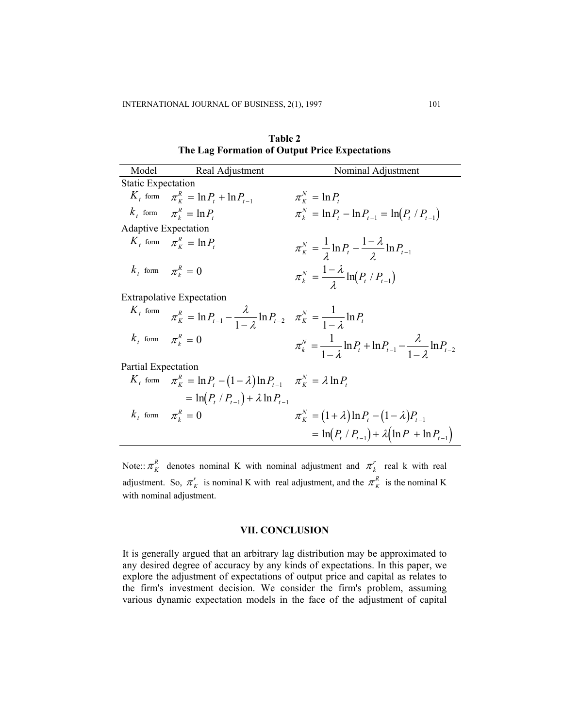**Table 2**
**The Lag Formation of Output Price Expectations**

| Model | Real Adjustment | Nominal Adjustment |
|---|---|---|
| Static Expectation | | |
| $K_t$ form | $\pi_K^R = \ln P_t + \ln P_{t-1}$ | $\pi_K^N = \ln P_t$ |
| $k_t$ form | $\pi_k^R = \ln P_t$ | $\pi_k^N = \ln P_t - \ln P_{t-1} = \ln(P_t / P_{t-1})$ |
| Adaptive Expectation | | |
| $K_t$ form | $\pi_K^R = \ln P_t$ | $\pi_K^N = \frac{1}{\lambda}\ln P_t - \frac{1-\lambda}{\lambda}\ln P_{t-1}$ |
| $k_t$ form | $\pi_k^R = 0$ | $\pi_k^N = \frac{1-\lambda}{\lambda}\ln(P_t / P_{t-1})$ |
| Extrapolative Expectation | | |
| $K_t$ form | $\pi_K^R = \ln P_{t-1} - \frac{\lambda}{1-\lambda}\ln P_{t-2}$ | $\pi_K^N = \frac{1}{1-\lambda}\ln P_t$ |
| $k_t$ form | $\pi_k^R = 0$ | $\pi_k^N = \frac{1}{1-\lambda}\ln P_t + \ln P_{t-1} - \frac{\lambda}{1-\lambda}\ln P_{t-2}$ |
| Partial Expectation | | |
| $K_t$ form | $\pi_K^R = \ln P_t - (1-\lambda)\ln P_{t-1}$ $= \ln(P_t / P_{t-1}) + \lambda \ln P_{t-1}$ | $\pi_K^N = \lambda \ln P_t$ |
| $k_t$ form | $\pi_k^R = 0$ | $\pi_K^N = (1+\lambda)\ln P_t - (1-\lambda)P_{t-1}$ $= \ln(P_t / P_{t-1}) + \lambda(\ln P + \ln P_{t-1})$ |

Note:: $\pi_K^R$ denotes nominal K with nominal adjustment and $\pi_k^r$ real k with real adjustment. So, $\pi_K^r$ is nominal K with real adjustment, and the $\pi_K^R$ is the nominal K with nominal adjustment.

## VII. CONCLUSION

It is generally argued that an arbitrary lag distribution may be approximated to any desired degree of accuracy by any kinds of expectations. In this paper, we explore the adjustment of expectations of output price and capital as relates to the firm's investment decision. We consider the firm's problem, assuming various dynamic expectation models in the face of the adjustment of capital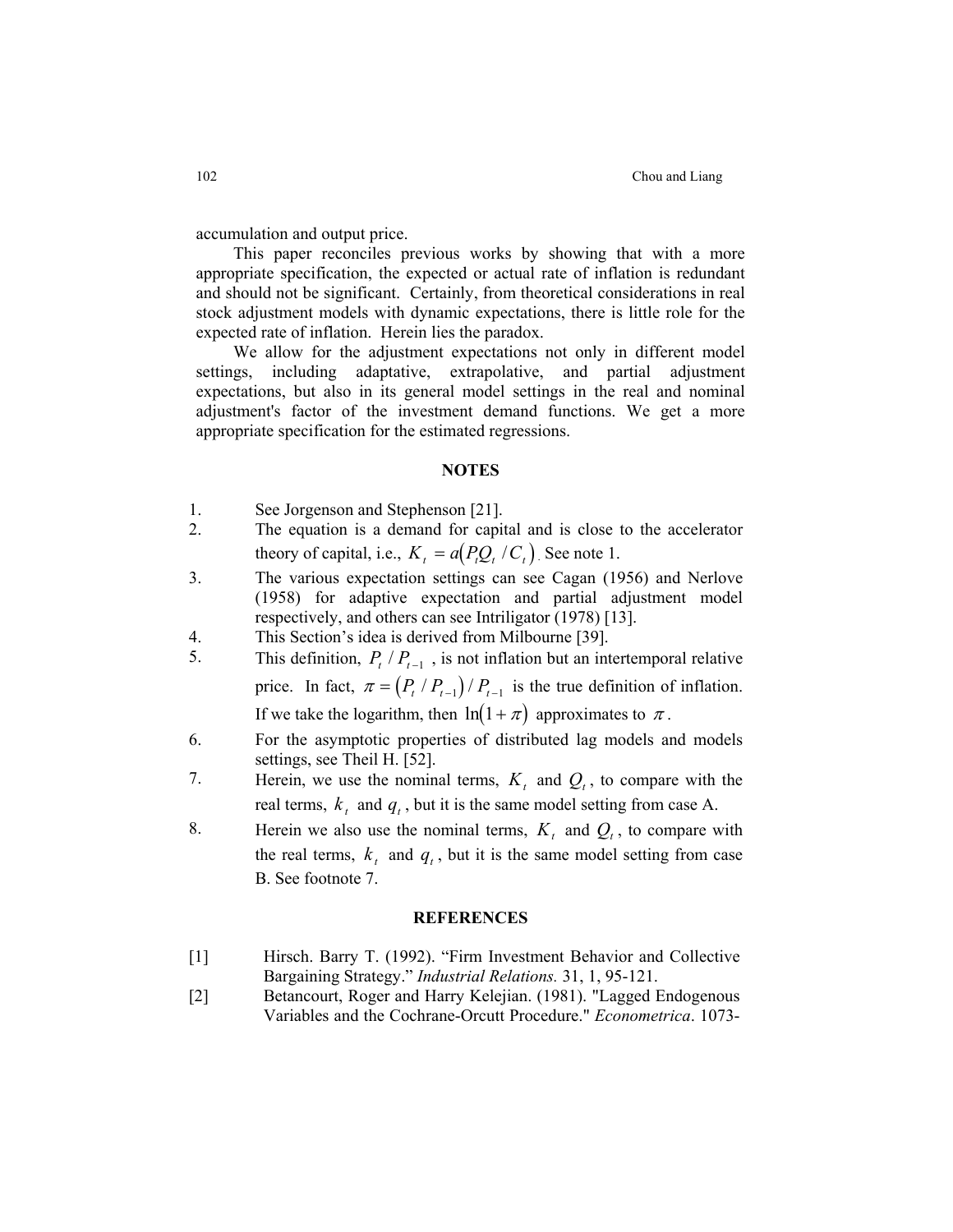accumulation and output price.

This paper reconciles previous works by showing that with a more appropriate specification, the expected or actual rate of inflation is redundant and should not be significant. Certainly, from theoretical considerations in real stock adjustment models with dynamic expectations, there is little role for the expected rate of inflation. Herein lies the paradox.

We allow for the adjustment expectations not only in different model settings, including adaptative, extrapolative, and partial adjustment expectations, but also in its general model settings in the real and nominal adjustment's factor of the investment demand functions. We get a more appropriate specification for the estimated regressions.

## NOTES

1. See Jorgenson and Stephenson [21].
2. The equation is a demand for capital and is close to the accelerator theory of capital, i.e., $K_t = a(P_t Q_t / C_t)$. See note 1.
3. The various expectation settings can see Cagan (1956) and Nerlove (1958) for adaptive expectation and partial adjustment model respectively, and others can see Intriligator (1978) [13].
4. This Section's idea is derived from Milbourne [39].
5. This definition, $P_t / P_{t-1}$, is not inflation but an intertemporal relative price. In fact, $\pi = (P_t / P_{t-1}) / P_{t-1}$ is the true definition of inflation. If we take the logarithm, then $\ln(1+\pi)$ approximates to $\pi$.
6. For the asymptotic properties of distributed lag models and models settings, see Theil H. [52].
7. Herein, we use the nominal terms, $K_t$ and $Q_t$, to compare with the real terms, $k_t$ and $q_t$, but it is the same model setting from case A.
8. Herein we also use the nominal terms, $K_t$ and $Q_t$, to compare with the real terms, $k_t$ and $q_t$, but it is the same model setting from case B. See footnote 7.

## REFERENCES

[1] Hirsch. Barry T. (1992). "Firm Investment Behavior and Collective Bargaining Strategy." *Industrial Relations.* 31, 1, 95-121.

[2] Betancourt, Roger and Harry Kelejian. (1981). "Lagged Endogenous Variables and the Cochrane-Orcutt Procedure." *Econometrica*. 1073-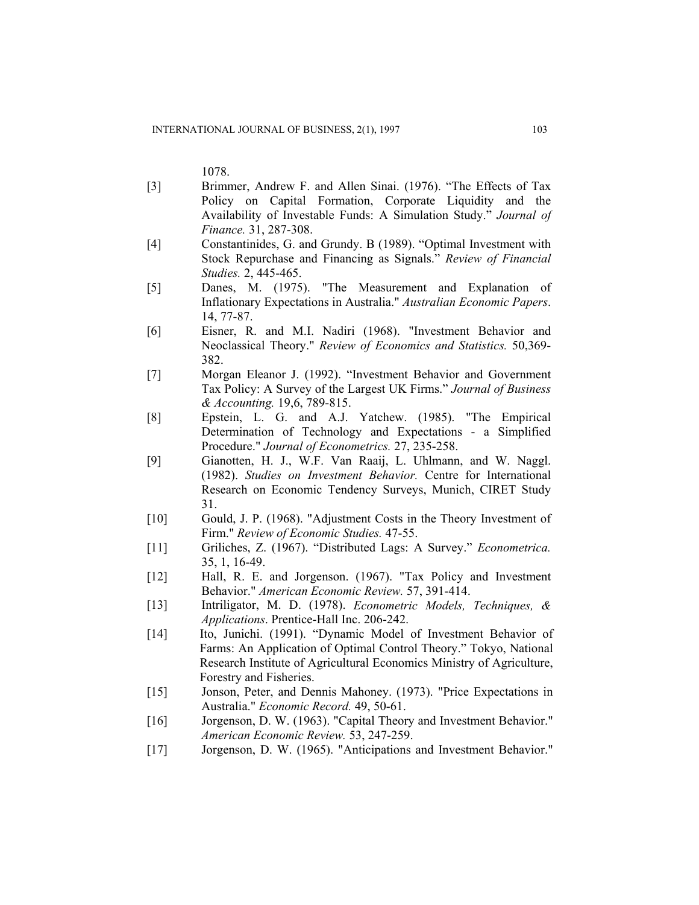1078.

[3] Brimmer, Andrew F. and Allen Sinai. (1976). "The Effects of Tax Policy on Capital Formation, Corporate Liquidity and the Availability of Investable Funds: A Simulation Study." *Journal of Finance.* 31, 287-308.

[4] Constantinides, G. and Grundy. B (1989). "Optimal Investment with Stock Repurchase and Financing as Signals." *Review of Financial Studies.* 2, 445-465.

[5] Danes, M. (1975). "The Measurement and Explanation of Inflationary Expectations in Australia." *Australian Economic Papers*. 14, 77-87.

[6] Eisner, R. and M.I. Nadiri (1968). "Investment Behavior and Neoclassical Theory." *Review of Economics and Statistics.* 50,369-382.

[7] Morgan Eleanor J. (1992). "Investment Behavior and Government Tax Policy: A Survey of the Largest UK Firms." *Journal of Business & Accounting.* 19,6, 789-815.

[8] Epstein, L. G. and A.J. Yatchew. (1985). "The Empirical Determination of Technology and Expectations - a Simplified Procedure." *Journal of Econometrics.* 27, 235-258.

[9] Gianotten, H. J., W.F. Van Raaij, L. Uhlmann, and W. Naggl. (1982). *Studies on Investment Behavior.* Centre for International Research on Economic Tendency Surveys, Munich, CIRET Study 31.

[10] Gould, J. P. (1968). "Adjustment Costs in the Theory Investment of Firm." *Review of Economic Studies.* 47-55.

[11] Griliches, Z. (1967). "Distributed Lags: A Survey." *Econometrica.* 35, 1, 16-49.

[12] Hall, R. E. and Jorgenson. (1967). "Tax Policy and Investment Behavior." *American Economic Review.* 57, 391-414.

[13] Intriligator, M. D. (1978). *Econometric Models, Techniques, & Applications*. Prentice-Hall Inc. 206-242.

[14] Ito, Junichi. (1991). "Dynamic Model of Investment Behavior of Farms: An Application of Optimal Control Theory." Tokyo, National Research Institute of Agricultural Economics Ministry of Agriculture, Forestry and Fisheries.

[15] Jonson, Peter, and Dennis Mahoney. (1973). "Price Expectations in Australia." *Economic Record.* 49, 50-61.

[16] Jorgenson, D. W. (1963). "Capital Theory and Investment Behavior." *American Economic Review.* 53, 247-259.

[17] Jorgenson, D. W. (1965). "Anticipations and Investment Behavior."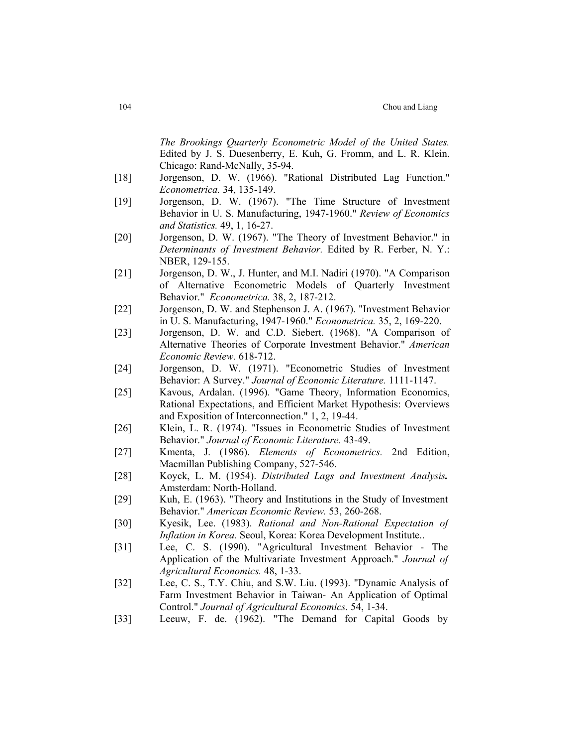*The Brookings Quarterly Econometric Model of the United States.* Edited by J. S. Duesenberry, E. Kuh, G. Fromm, and L. R. Klein. Chicago: Rand-McNally, 35-94.

[18] Jorgenson, D. W. (1966). "Rational Distributed Lag Function." *Econometrica.* 34, 135-149.

[19] Jorgenson, D. W. (1967). "The Time Structure of Investment Behavior in U. S. Manufacturing, 1947-1960." *Review of Economics and Statistics.* 49, 1, 16-27.

[20] Jorgenson, D. W. (1967). "The Theory of Investment Behavior." in *Determinants of Investment Behavior.* Edited by R. Ferber, N. Y.: NBER, 129-155.

[21] Jorgenson, D. W., J. Hunter, and M.I. Nadiri (1970). "A Comparison of Alternative Econometric Models of Quarterly Investment Behavior." *Econometrica.* 38, 2, 187-212.

[22] Jorgenson, D. W. and Stephenson J. A. (1967). "Investment Behavior in U. S. Manufacturing, 1947-1960." *Econometrica.* 35, 2, 169-220.

[23] Jorgenson, D. W. and C.D. Siebert. (1968). "A Comparison of Alternative Theories of Corporate Investment Behavior." *American Economic Review.* 618-712.

[24] Jorgenson, D. W. (1971). "Econometric Studies of Investment Behavior: A Survey." *Journal of Economic Literature.* 1111-1147.

[25] Kavous, Ardalan. (1996). "Game Theory, Information Economics, Rational Expectations, and Efficient Market Hypothesis: Overviews and Exposition of Interconnection." 1, 2, 19-44.

[26] Klein, L. R. (1974). "Issues in Econometric Studies of Investment Behavior." *Journal of Economic Literature.* 43-49.

[27] Kmenta, J. (1986). *Elements of Econometrics.* 2nd Edition, Macmillan Publishing Company, 527-546.

[28] Koyck, L. M. (1954). *Distributed Lags and Investment Analysis.* Amsterdam: North-Holland.

[29] Kuh, E. (1963). "Theory and Institutions in the Study of Investment Behavior." *American Economic Review.* 53, 260-268.

[30] Kyesik, Lee. (1983). *Rational and Non-Rational Expectation of Inflation in Korea.* Seoul, Korea: Korea Development Institute..

[31] Lee, C. S. (1990). "Agricultural Investment Behavior - The Application of the Multivariate Investment Approach." *Journal of Agricultural Economics.* 48, 1-33.

[32] Lee, C. S., T.Y. Chiu, and S.W. Liu. (1993). "Dynamic Analysis of Farm Investment Behavior in Taiwan- An Application of Optimal Control." *Journal of Agricultural Economics.* 54, 1-34.

[33] Leeuw, F. de. (1962). "The Demand for Capital Goods by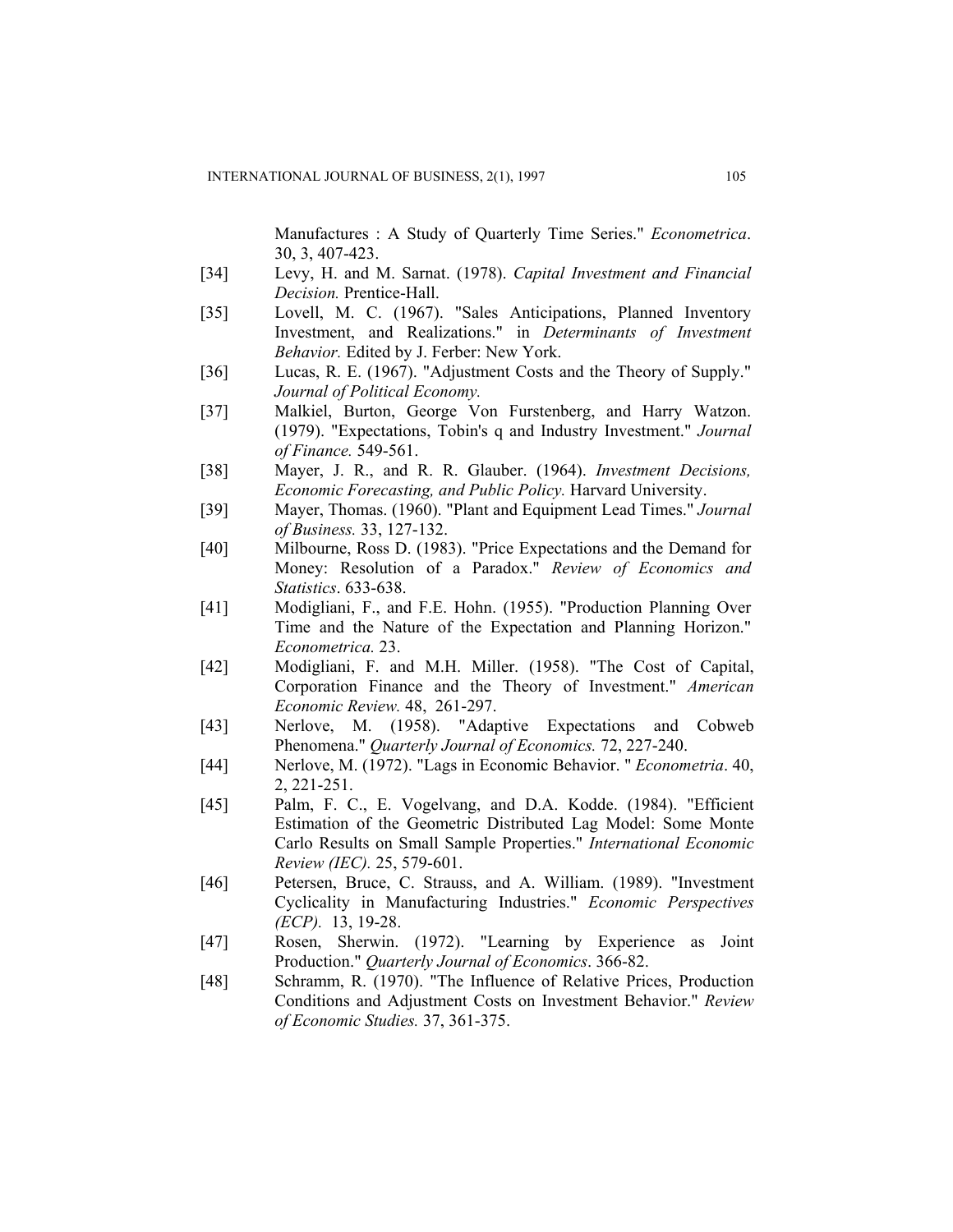Manufactures : A Study of Quarterly Time Series." *Econometrica*. 30, 3, 407-423.

[34] Levy, H. and M. Sarnat. (1978). *Capital Investment and Financial Decision.* Prentice-Hall.

[35] Lovell, M. C. (1967). "Sales Anticipations, Planned Inventory Investment, and Realizations." in *Determinants of Investment Behavior.* Edited by J. Ferber: New York.

[36] Lucas, R. E. (1967). "Adjustment Costs and the Theory of Supply." *Journal of Political Economy.*

[37] Malkiel, Burton, George Von Furstenberg, and Harry Watzon. (1979). "Expectations, Tobin's q and Industry Investment." *Journal of Finance.* 549-561.

[38] Mayer, J. R., and R. R. Glauber. (1964). *Investment Decisions, Economic Forecasting, and Public Policy.* Harvard University.

[39] Mayer, Thomas. (1960). "Plant and Equipment Lead Times." *Journal of Business.* 33, 127-132.

[40] Milbourne, Ross D. (1983). "Price Expectations and the Demand for Money: Resolution of a Paradox." *Review of Economics and Statistics*. 633-638.

[41] Modigliani, F., and F.E. Hohn. (1955). "Production Planning Over Time and the Nature of the Expectation and Planning Horizon." *Econometrica.* 23.

[42] Modigliani, F. and M.H. Miller. (1958). "The Cost of Capital, Corporation Finance and the Theory of Investment." *American Economic Review.* 48, 261-297.

[43] Nerlove, M. (1958). "Adaptive Expectations and Cobweb Phenomena." *Quarterly Journal of Economics.* 72, 227-240.

[44] Nerlove, M. (1972). "Lags in Economic Behavior. " *Econometria*. 40, 2, 221-251.

[45] Palm, F. C., E. Vogelvang, and D.A. Kodde. (1984). "Efficient Estimation of the Geometric Distributed Lag Model: Some Monte Carlo Results on Small Sample Properties." *International Economic Review (IEC).* 25, 579-601.

[46] Petersen, Bruce, C. Strauss, and A. William. (1989). "Investment Cyclicality in Manufacturing Industries." *Economic Perspectives (ECP).* 13, 19-28.

[47] Rosen, Sherwin. (1972). "Learning by Experience as Joint Production." *Quarterly Journal of Economics*. 366-82.

[48] Schramm, R. (1970). "The Influence of Relative Prices, Production Conditions and Adjustment Costs on Investment Behavior." *Review of Economic Studies.* 37, 361-375.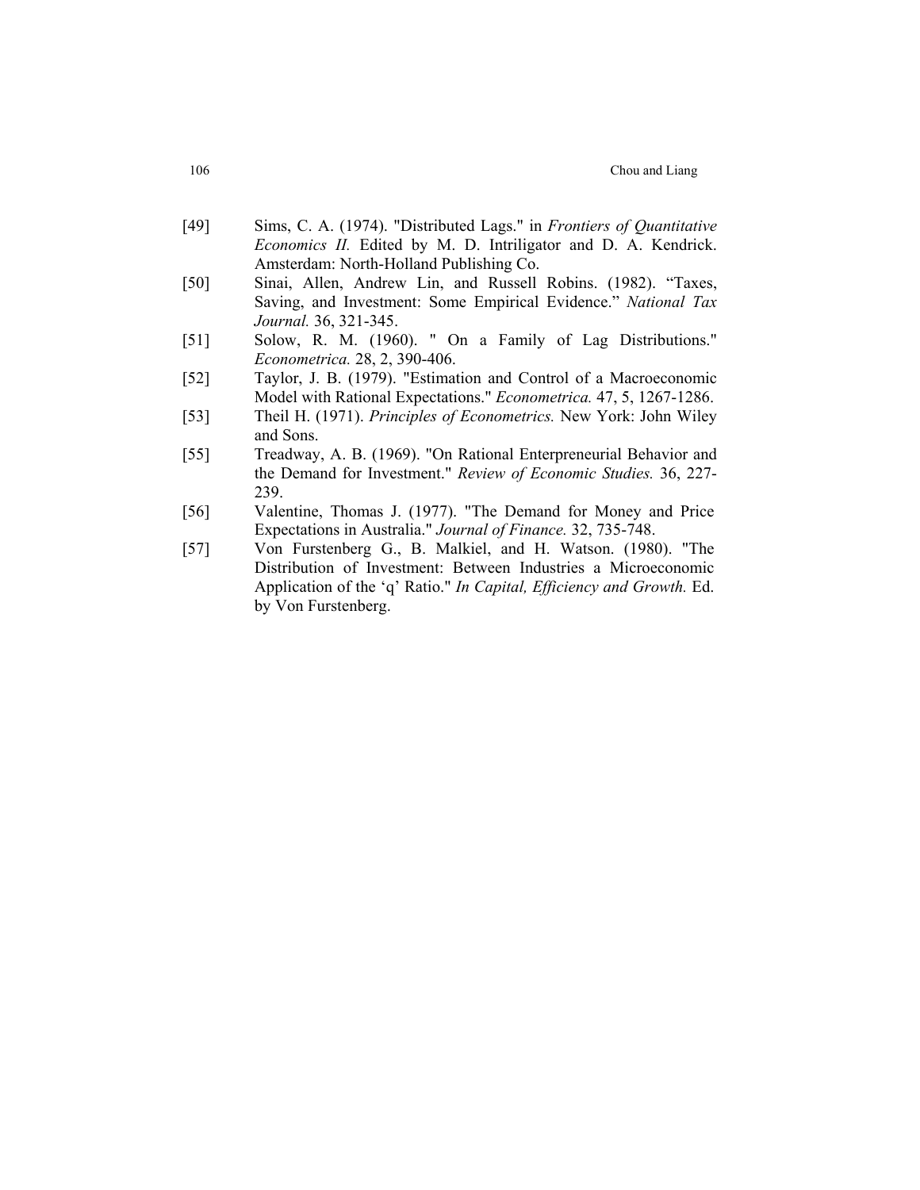[49] Sims, C. A. (1974). "Distributed Lags." in *Frontiers of Quantitative Economics II.* Edited by M. D. Intriligator and D. A. Kendrick. Amsterdam: North-Holland Publishing Co.

[50] Sinai, Allen, Andrew Lin, and Russell Robins. (1982). "Taxes, Saving, and Investment: Some Empirical Evidence." *National Tax Journal.* 36, 321-345.

[51] Solow, R. M. (1960). " On a Family of Lag Distributions." *Econometrica.* 28, 2, 390-406.

[52] Taylor, J. B. (1979). "Estimation and Control of a Macroeconomic Model with Rational Expectations." *Econometrica.* 47, 5, 1267-1286.

[53] Theil H. (1971). *Principles of Econometrics.* New York: John Wiley and Sons.

[55] Treadway, A. B. (1969). "On Rational Enterpreneurial Behavior and the Demand for Investment." *Review of Economic Studies.* 36, 227-239.

[56] Valentine, Thomas J. (1977). "The Demand for Money and Price Expectations in Australia." *Journal of Finance.* 32, 735-748.

[57] Von Furstenberg G., B. Malkiel, and H. Watson. (1980). "The Distribution of Investment: Between Industries a Microeconomic Application of the 'q' Ratio." *In Capital, Efficiency and Growth.* Ed. by Von Furstenberg.